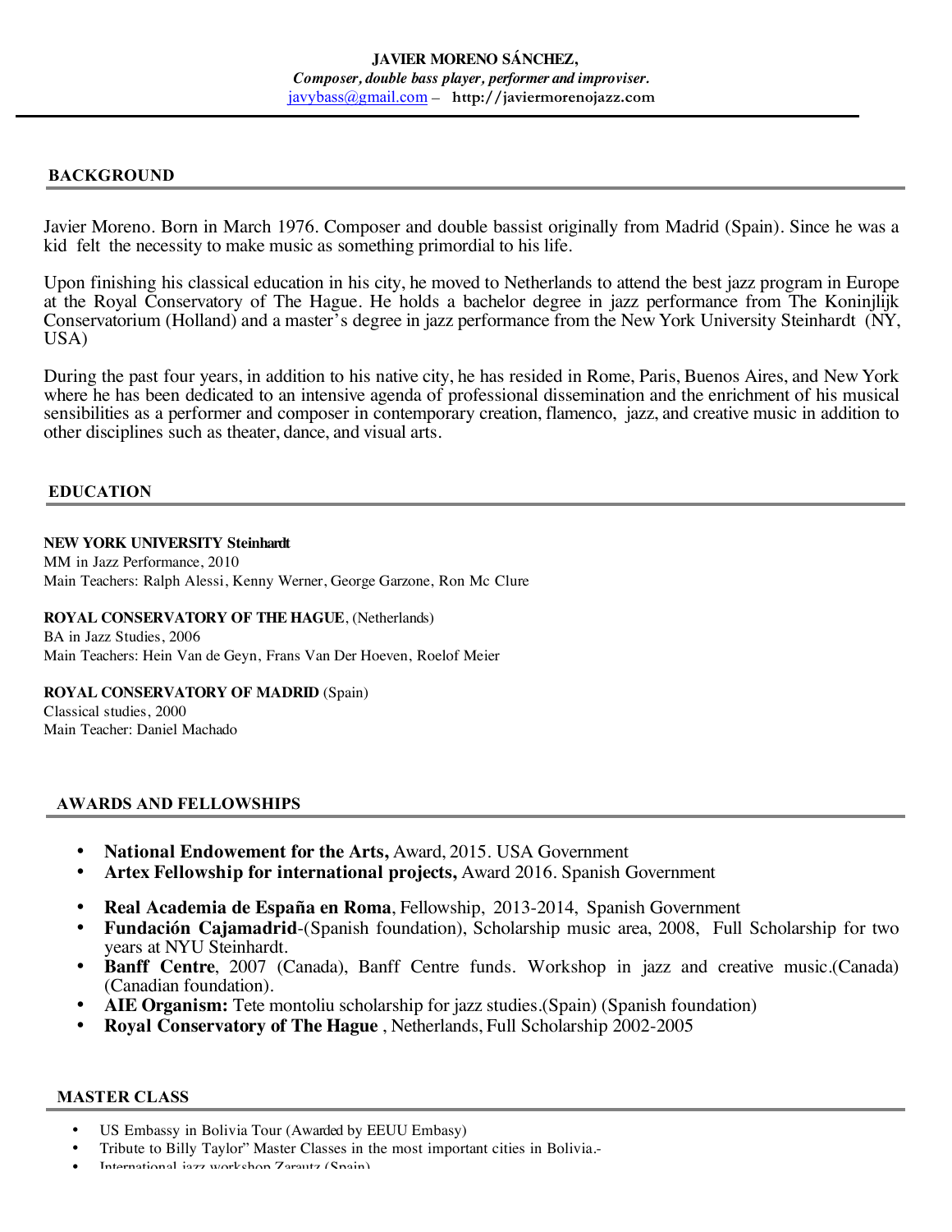**JAVIER MORENO SÁNCHEZ,**
***Composer, double bass player, performer and improviser.***
javybass@gmail.com – **http://javiermorenojazz.com**

## BACKGROUND

Javier Moreno. Born in March 1976. Composer and double bassist originally from Madrid (Spain). Since he was a kid felt the necessity to make music as something primordial to his life.

Upon finishing his classical education in his city, he moved to Netherlands to attend the best jazz program in Europe at the Royal Conservatory of The Hague. He holds a bachelor degree in jazz performance from The Koninjlijk Conservatorium (Holland) and a master's degree in jazz performance from the New York University Steinhardt (NY, USA)

During the past four years, in addition to his native city, he has resided in Rome, Paris, Buenos Aires, and New York where he has been dedicated to an intensive agenda of professional dissemination and the enrichment of his musical sensibilities as a performer and composer in contemporary creation, flamenco, jazz, and creative music in addition to other disciplines such as theater, dance, and visual arts.

## EDUCATION

**NEW YORK UNIVERSITY Steinhardt**
MM in Jazz Performance, 2010
Main Teachers: Ralph Alessi, Kenny Werner, George Garzone, Ron Mc Clure

**ROYAL CONSERVATORY OF THE HAGUE**, (Netherlands)
BA in Jazz Studies, 2006
Main Teachers: Hein Van de Geyn, Frans Van Der Hoeven, Roelof Meier

**ROYAL CONSERVATORY OF MADRID** (Spain)
Classical studies, 2000
Main Teacher: Daniel Machado

## AWARDS AND FELLOWSHIPS

- **National Endowement for the Arts,** Award, 2015. USA Government
- **Artex Fellowship for international projects,** Award 2016. Spanish Government
- **Real Academia de España en Roma**, Fellowship, 2013-2014, Spanish Government
- **Fundación Cajamadrid**-(Spanish foundation), Scholarship music area, 2008, Full Scholarship for two years at NYU Steinhardt.
- **Banff Centre**, 2007 (Canada), Banff Centre funds. Workshop in jazz and creative music.(Canada) (Canadian foundation).
- **AIE Organism:** Tete montoliu scholarship for jazz studies.(Spain) (Spanish foundation)
- **Royal Conservatory of The Hague** , Netherlands, Full Scholarship 2002-2005

## MASTER CLASS

- US Embassy in Bolivia Tour (Awarded by EEUU Embasy)
- Tribute to Billy Taylor" Master Classes in the most important cities in Bolivia.-
- International jazz workshop Zarautz (Spain)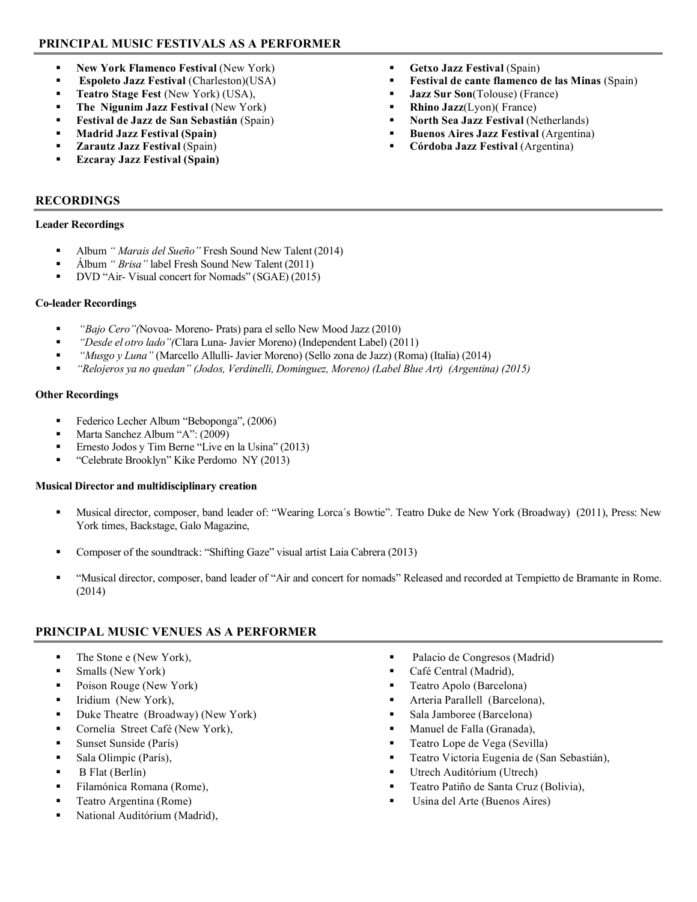## PRINCIPAL MUSIC FESTIVALS AS A PERFORMER

- **New York Flamenco Festival** (New York)
- **Espoleto Jazz Festival** (Charleston)(USA)
- **Teatro Stage Fest** (New York) (USA),
- **The Nigunim Jazz Festival** (New York)
- **Festival de Jazz de San Sebastián** (Spain)
- **Madrid Jazz Festival (Spain)**
- **Zarautz Jazz Festival** (Spain)
- **Ezcaray Jazz Festival (Spain)**
- **Getxo Jazz Festival** (Spain)
- **Festival de cante flamenco de las Minas** (Spain)
- **Jazz Sur Son**(Tolouse) (France)
- **Rhino Jazz**(Lyon)( France)
- **North Sea Jazz Festival** (Netherlands)
- **Buenos Aires Jazz Festival** (Argentina)
- **Córdoba Jazz Festival** (Argentina)

## RECORDINGS

**Leader Recordings**

- Album *" Marais del Sueño"* Fresh Sound New Talent (2014)
- Álbum *" Brisa"* label Fresh Sound New Talent (2011)
- DVD "Air- Visual concert for Nomads" (SGAE) (2015)

**Co-leader Recordings**

- *"Bajo Cero"(*Novoa- Moreno- Prats) para el sello New Mood Jazz (2010)
- *"Desde el otro lado"(*Clara Luna- Javier Moreno) (Independent Label) (2011)
- *"Musgo y Luna"* (Marcello Allulli- Javier Moreno) (Sello zona de Jazz) (Roma) (Italia) (2014)
- *"Relojeros ya no quedan" (Jodos, Verdinelli, Dominguez, Moreno) (Label Blue Art) (Argentina) (2015)*

**Other Recordings**

- Federico Lecher Album "Beboponga", (2006)
- Marta Sanchez Album "A": (2009)
- Ernesto Jodos y Tim Berne "Live en la Usina" (2013)
- "Celebrate Brooklyn" Kike Perdomo NY (2013)

**Musical Director and multidisciplinary creation**

- Musical director, composer, band leader of: "Wearing Lorca´s Bowtie". Teatro Duke de New York (Broadway) (2011), Press: New York times, Backstage, Galo Magazine,
- Composer of the soundtrack: "Shifting Gaze" visual artist Laia Cabrera (2013)
- "Musical director, composer, band leader of "Air and concert for nomads" Released and recorded at Tempietto de Bramante in Rome. (2014)

## PRINCIPAL MUSIC VENUES AS A PERFORMER

- The Stone e (New York),
- Smalls (New York)
- Poison Rouge (New York)
- Iridium (New York),
- Duke Theatre (Broadway) (New York)
- Cornelia Street Café (New York),
- Sunset Sunside (París)
- Sala Olimpic (París),
- B Flat (Berlín)
- Filamónica Romana (Rome),
- Teatro Argentina (Rome)
- National Auditórium (Madrid),
- Palacio de Congresos (Madrid)
- Café Central (Madrid),
- Teatro Apolo (Barcelona)
- Arteria Parallell (Barcelona),
- Sala Jamboree (Barcelona)
- Manuel de Falla (Granada),
- Teatro Lope de Vega (Sevilla)
- Teatro Victoria Eugenia de (San Sebastián),
- Utrech Auditórium (Utrech)
- Teatro Patiño de Santa Cruz (Bolivia),
- Usina del Arte (Buenos Aires)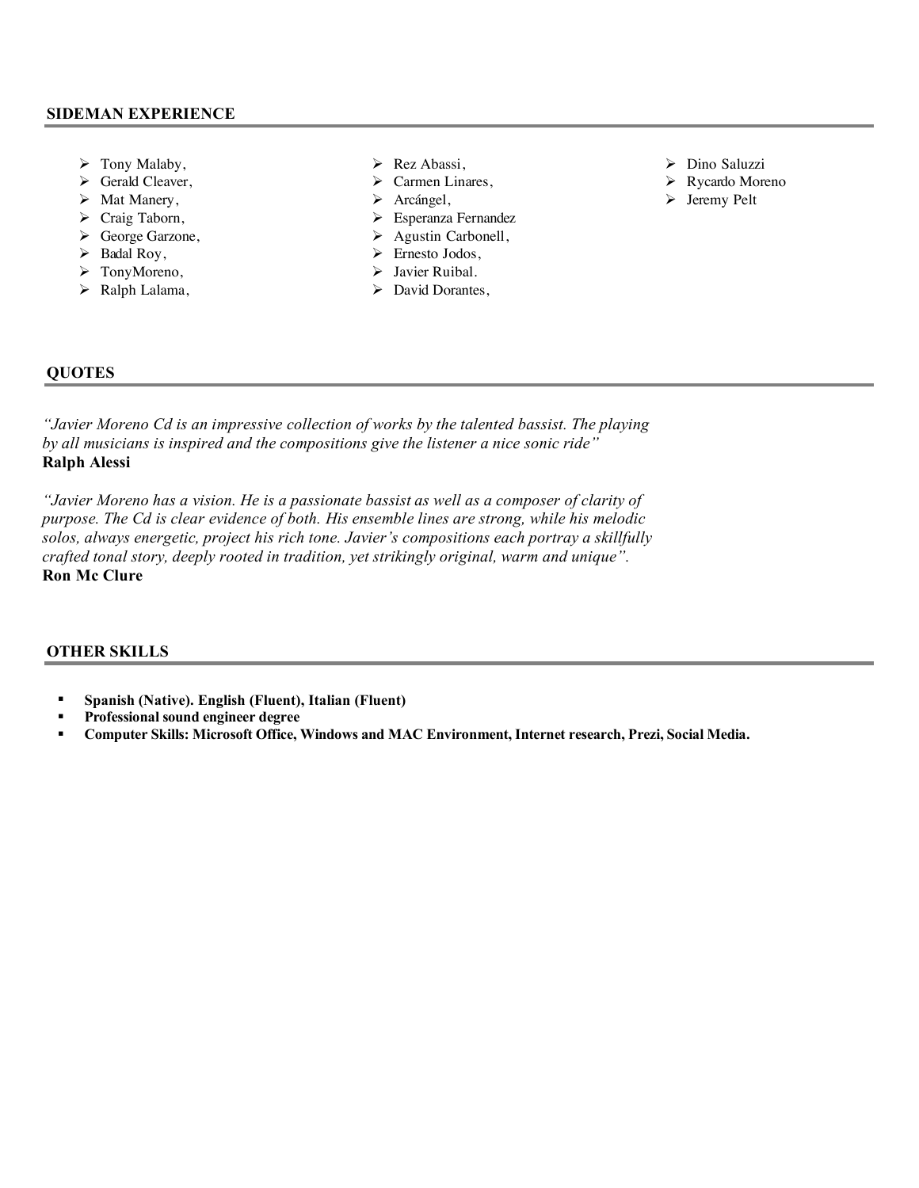## SIDEMAN EXPERIENCE

- Tony Malaby,
- Gerald Cleaver,
- Mat Manery,
- Craig Taborn,
- George Garzone,
- Badal Roy,
- TonyMoreno,
- Ralph Lalama,
- Rez Abassi,
- Carmen Linares,
- Arcángel,
- Esperanza Fernandez
- Agustin Carbonell,
- Ernesto Jodos,
- Javier Ruibal.
- David Dorantes,
- Dino Saluzzi
- Rycardo Moreno
- Jeremy Pelt

## QUOTES

*"Javier Moreno Cd is an impressive collection of works by the talented bassist. The playing by all musicians is inspired and the compositions give the listener a nice sonic ride"*
**Ralph Alessi**

*"Javier Moreno has a vision. He is a passionate bassist as well as a composer of clarity of purpose. The Cd is clear evidence of both. His ensemble lines are strong, while his melodic solos, always energetic, project his rich tone. Javier's compositions each portray a skillfully crafted tonal story, deeply rooted in tradition, yet strikingly original, warm and unique".*
**Ron Mc Clure**

## OTHER SKILLS

- **Spanish (Native). English (Fluent), Italian (Fluent)**
- **Professional sound engineer degree**
- **Computer Skills: Microsoft Office, Windows and MAC Environment, Internet research, Prezi, Social Media.**